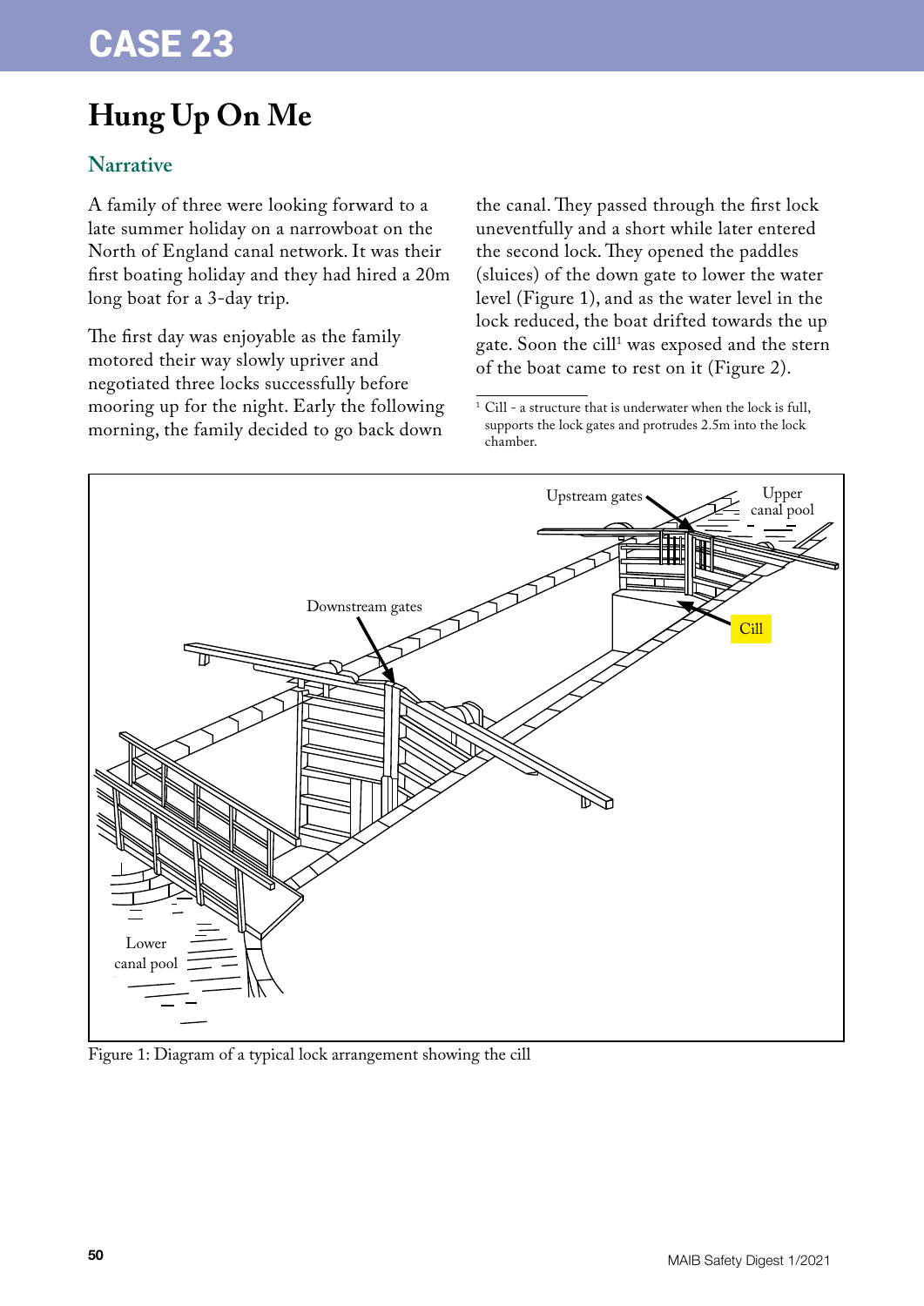# CASE 23

## Hung Up On Me

### Narrative

A family of three were looking forward to a late summer holiday on a narrowboat on the North of England canal network. It was their first boating holiday and they had hired a 20m long boat for a 3-day trip.

The first day was enjoyable as the family motored their way slowly upriver and negotiated three locks successfully before mooring up for the night. Early the following morning, the family decided to go back down the canal. They passed through the first lock uneventfully and a short while later entered the second lock. They opened the paddles (sluices) of the down gate to lower the water level (Figure 1), and as the water level in the lock reduced, the boat drifted towards the up gate. Soon the cill[1] was exposed and the stern of the boat came to rest on it (Figure 2).

[1] Cill - a structure that is underwater when the lock is full, supports the lock gates and protrudes 2.5m into the lock chamber.

Figure 1: Diagram of a typical lock arrangement showing the cill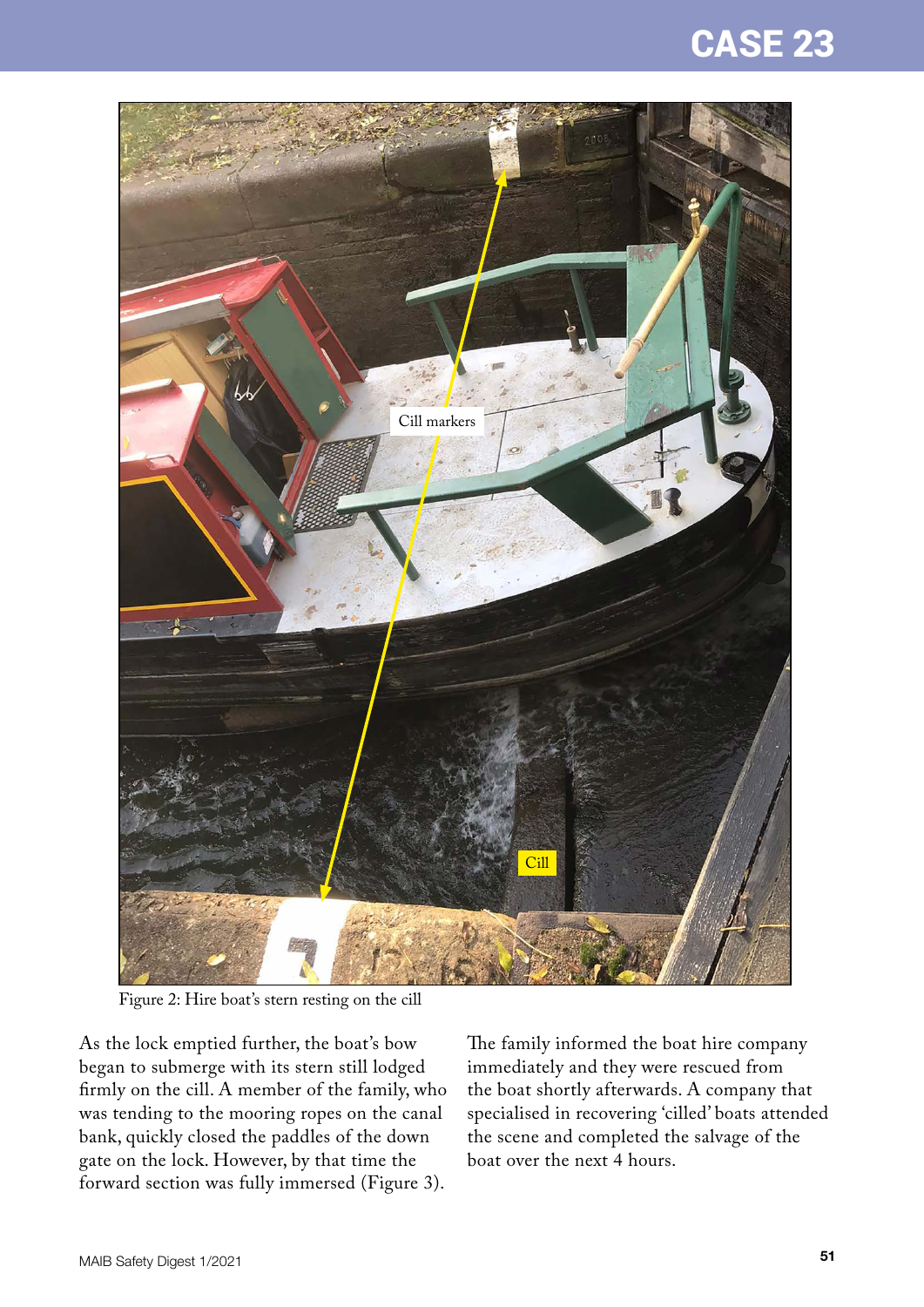Figure 2: Hire boat's stern resting on the cill

As the lock emptied further, the boat's bow began to submerge with its stern still lodged firmly on the cill. A member of the family, who was tending to the mooring ropes on the canal bank, quickly closed the paddles of the down gate on the lock. However, by that time the forward section was fully immersed (Figure 3).

The family informed the boat hire company immediately and they were rescued from the boat shortly afterwards. A company that specialised in recovering 'cilled' boats attended the scene and completed the salvage of the boat over the next 4 hours.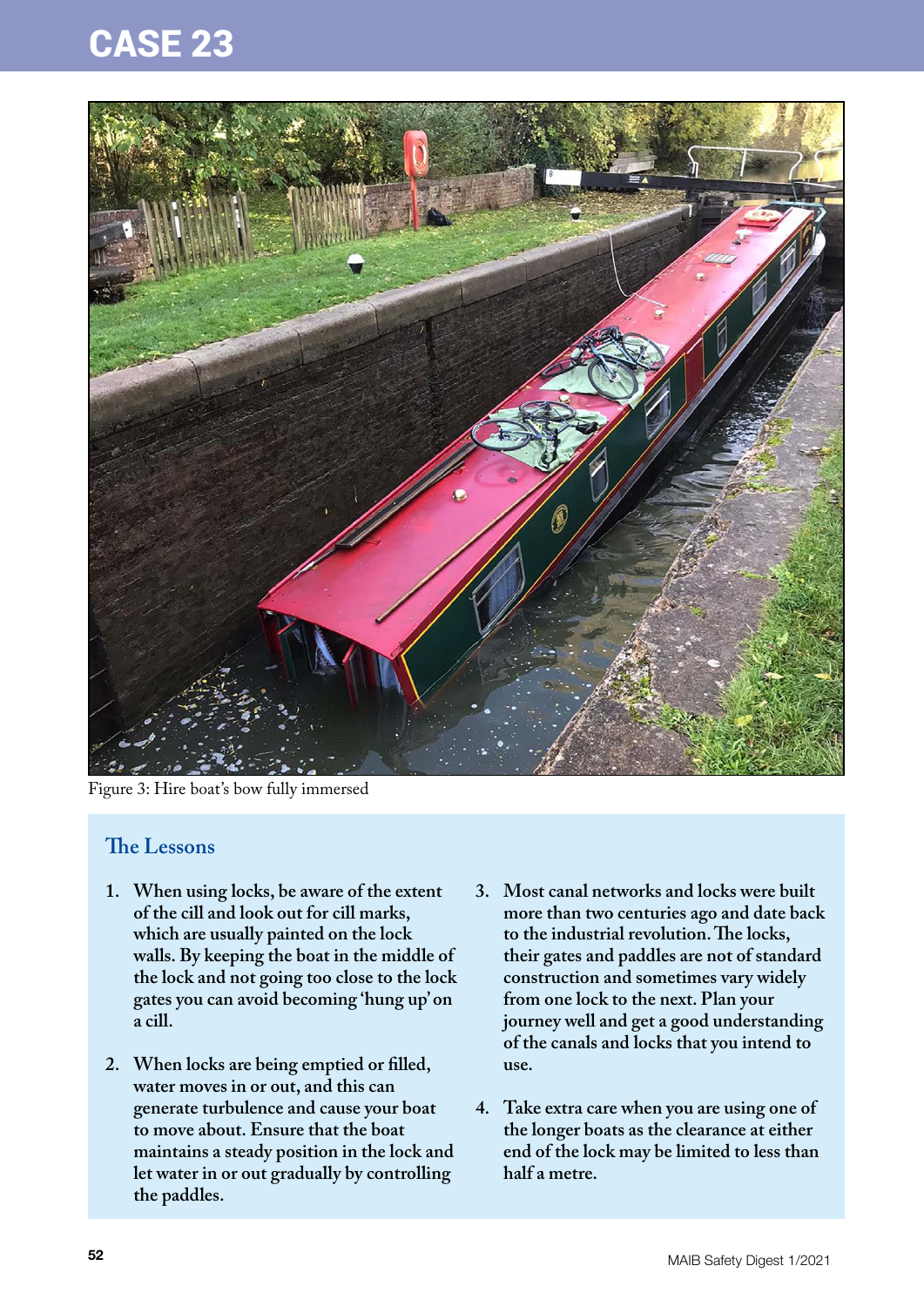# CASE 23

Figure 3: Hire boat's bow fully immersed

## The Lessons

1. **When using locks, be aware of the extent of the cill and look out for cill marks, which are usually painted on the lock walls. By keeping the boat in the middle of the lock and not going too close to the lock gates you can avoid becoming 'hung up' on a cill.**

2. **When locks are being emptied or filled, water moves in or out, and this can generate turbulence and cause your boat to move about. Ensure that the boat maintains a steady position in the lock and let water in or out gradually by controlling the paddles.**

3. **Most canal networks and locks were built more than two centuries ago and date back to the industrial revolution. The locks, their gates and paddles are not of standard construction and sometimes vary widely from one lock to the next. Plan your journey well and get a good understanding of the canals and locks that you intend to use.**

4. **Take extra care when you are using one of the longer boats as the clearance at either end of the lock may be limited to less than half a metre.**